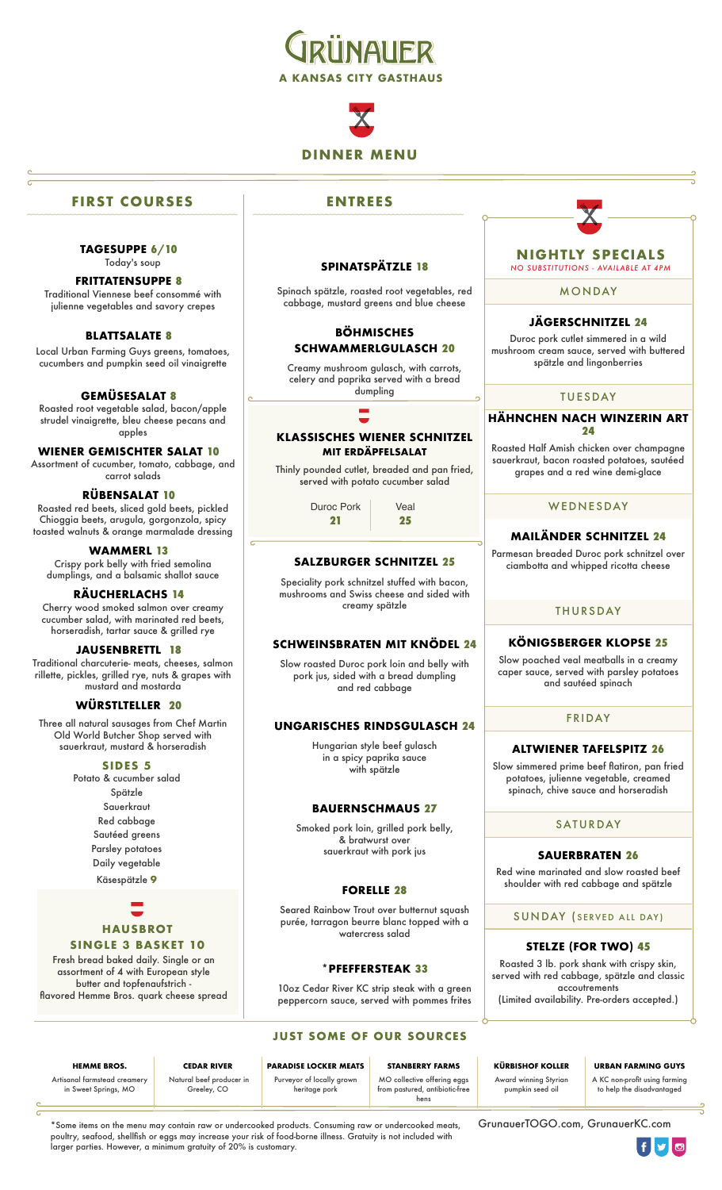# GRÜNAUER

**A KANSAS CITY GASTHAUS**

## DINNER MENU

## FIRST COURSES

**TAGESUPPE 6/10**
Today's soup

**FRITTATENSUPPE 8**
Traditional Viennese beef consommé with julienne vegetables and savory crepes

**BLATTSALATE 8**
Local Urban Farming Guys greens, tomatoes, cucumbers and pumpkin seed oil vinaigrette

**GEMÜSESALAT 8**
Roasted root vegetable salad, bacon/apple strudel vinaigrette, bleu cheese pecans and apples

**WIENER GEMISCHTER SALAT 10**
Assortment of cucumber, tomato, cabbage, and carrot salads

**RÜBENSALAT 10**
Roasted red beets, sliced gold beets, pickled Chioggia beets, arugula, gorgonzola, spicy toasted walnuts & orange marmalade dressing

**WAMMERL 13**
Crispy pork belly with fried semolina dumplings, and a balsamic shallot sauce

**RÄUCHERLACHS 14**
Cherry wood smoked salmon over creamy cucumber salad, with marinated red beets, horseradish, tartar sauce & grilled rye

**JAUSENBRETTL 18**
Traditional charcuterie- meats, cheeses, salmon rillette, pickles, grilled rye, nuts & grapes with mustard and mostarda

**WÜRSTLTELLER 20**
Three all natural sausages from Chef Martin Old World Butcher Shop served with sauerkraut, mustard & horseradish

**SIDES 5**
Potato & cucumber salad
Spätzle
Sauerkraut
Red cabbage
Sautéed greens
Parsley potatoes
Daily vegetable
Käsespätzle **9**

**HAUSBROT**
**SINGLE 3 BASKET 10**
Fresh bread baked daily. Single or an assortment of 4 with European style butter and topfenaufstrich - flavored Hemme Bros. quark cheese spread

## ENTREES

**SPINATSPÄTZLE 18**
Spinach spätzle, roasted root vegetables, red cabbage, mustard greens and blue cheese

**BÖHMISCHES SCHWAMMERLGULASCH 20**
Creamy mushroom gulasch, with carrots, celery and paprika served with a bread dumpling

**KLASSISCHES WIENER SCHNITZEL MIT ERDÄPFELSALAT**
Thinly pounded cutlet, breaded and pan fried, served with potato cucumber salad

| Duroc Pork | Veal |
|---|---|
| **21** | **25** |

**SALZBURGER SCHNITZEL 25**
Speciality pork schnitzel stuffed with bacon, mushrooms and Swiss cheese and sided with creamy spätzle

**SCHWEINSBRATEN MIT KNÖDEL 24**
Slow roasted Duroc pork loin and belly with pork jus, sided with a bread dumpling and red cabbage

**UNGARISCHES RINDSGULASCH 24**
Hungarian style beef gulasch in a spicy paprika sauce with spätzle

**BAUERNSCHMAUS 27**
Smoked pork loin, grilled pork belly, & bratwurst over sauerkraut with pork jus

**FORELLE 28**
Seared Rainbow Trout over butternut squash purée, tarragon beurre blanc topped with a watercress salad

**\*PFEFFERSTEAK 33**
10oz Cedar River KC strip steak with a green peppercorn sauce, served with pommes frites

## NIGHTLY SPECIALS

*NO SUBSTITUTIONS - AVAILABLE AT 4PM*

### MONDAY

**JÄGERSCHNITZEL 24**
Duroc pork cutlet simmered in a wild mushroom cream sauce, served with buttered spätzle and lingonberries

### TUESDAY

**HÄHNCHEN NACH WINZERIN ART 24**
Roasted Half Amish chicken over champagne sauerkraut, bacon roasted potatoes, sautéed grapes and a red wine demi-glace

### WEDNESDAY

**MAILÄNDER SCHNITZEL 24**
Parmesan breaded Duroc pork schnitzel over ciambotta and whipped ricotta cheese

### THURSDAY

**KÖNIGSBERGER KLOPSE 25**
Slow poached veal meatballs in a creamy caper sauce, served with parsley potatoes and sautéed spinach

### FRIDAY

**ALTWIENER TAFELSPITZ 26**
Slow simmered prime beef flatiron, pan fried potatoes, julienne vegetable, creamed spinach, chive sauce and horseradish

### SATURDAY

**SAUERBRATEN 26**
Red wine marinated and slow roasted beef shoulder with red cabbage and spätzle

### SUNDAY (SERVED ALL DAY)

**STELZE (FOR TWO) 45**
Roasted 3 lb. pork shank with crispy skin, served with red cabbage, spätzle and classic accoutrements
(Limited availability. Pre-orders accepted.)

## JUST SOME OF OUR SOURCES

| HEMME BROS. | CEDAR RIVER | PARADISE LOCKER MEATS | STANBERRY FARMS | KÜRBISHOF KOLLER | URBAN FARMING GUYS |
|---|---|---|---|---|---|
| Artisanal farmstead creamery in Sweet Springs, MO | Natural beef producer in Greeley, CO | Purveyor of locally grown heritage pork | MO collective offering eggs from pastured, antibiotic-free hens | Award winning Styrian pumpkin seed oil | A KC non-profit using farming to help the disadvantaged |

*Some items on the menu may contain raw or undercooked products. Consuming raw or undercooked meats, poultry, seafood, shellfish or eggs may increase your risk of food-borne illness. Gratuity is not included with larger parties. However, a minimum gratuity of 20% is customary.

GrunauerTOGO.com, GrunauerKC.com